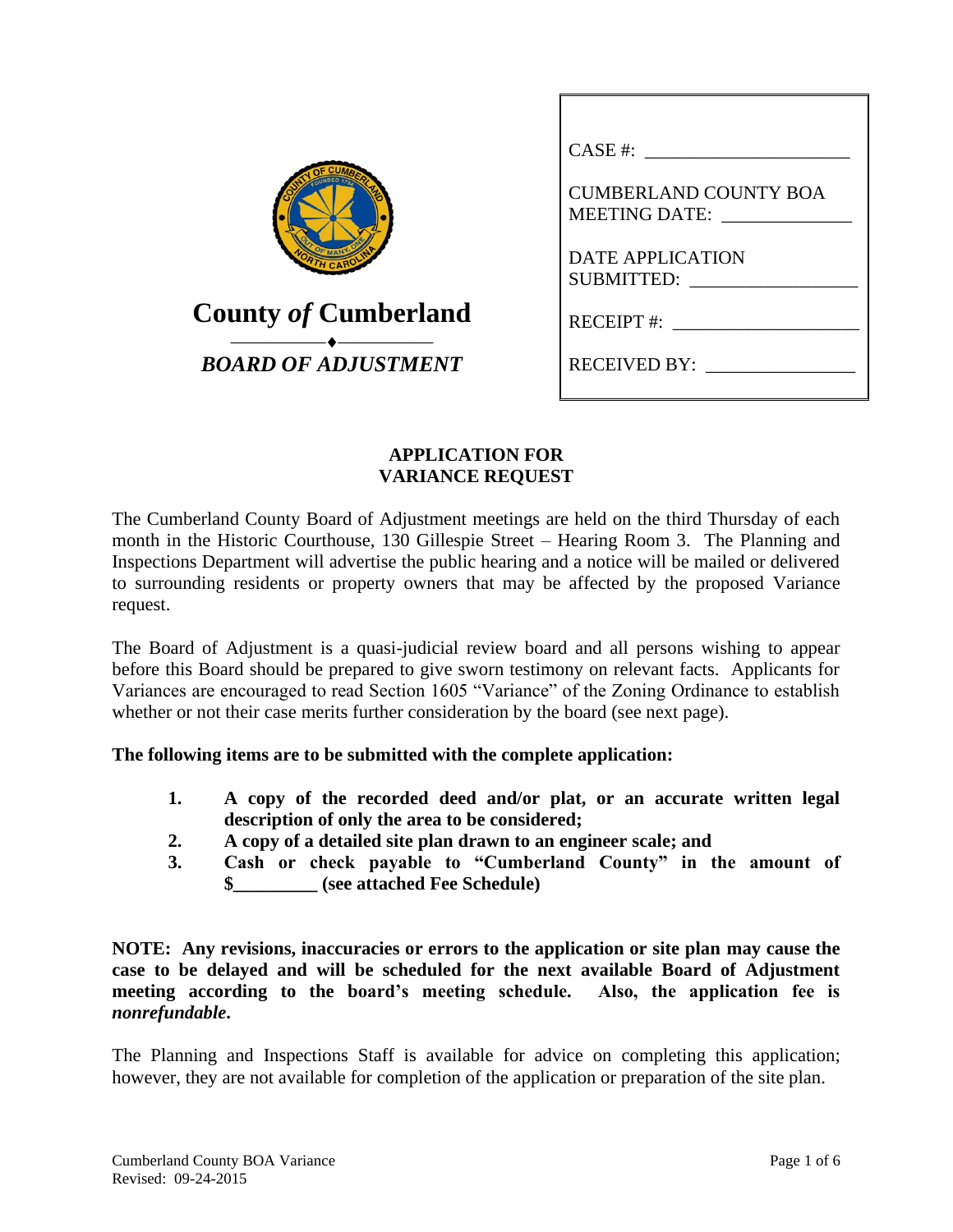**County *of* Cumberland**

***BOARD OF ADJUSTMENT***

CASE #: ______________________

CUMBERLAND COUNTY BOA MEETING DATE: ______________

DATE APPLICATION SUBMITTED: __________________

RECEIPT #: ____________________

RECEIVED BY: ________________

# APPLICATION FOR VARIANCE REQUEST

The Cumberland County Board of Adjustment meetings are held on the third Thursday of each month in the Historic Courthouse, 130 Gillespie Street – Hearing Room 3. The Planning and Inspections Department will advertise the public hearing and a notice will be mailed or delivered to surrounding residents or property owners that may be affected by the proposed Variance request.

The Board of Adjustment is a quasi-judicial review board and all persons wishing to appear before this Board should be prepared to give sworn testimony on relevant facts. Applicants for Variances are encouraged to read Section 1605 "Variance" of the Zoning Ordinance to establish whether or not their case merits further consideration by the board (see next page).

**The following items are to be submitted with the complete application:**

1. **A copy of the recorded deed and/or plat, or an accurate written legal description of only the area to be considered;**
2. **A copy of a detailed site plan drawn to an engineer scale; and**
3. **Cash or check payable to "Cumberland County" in the amount of $_________ (see attached Fee Schedule)**

**NOTE: Any revisions, inaccuracies or errors to the application or site plan may cause the case to be delayed and will be scheduled for the next available Board of Adjustment meeting according to the board's meeting schedule. Also, the application fee is *nonrefundable*.**

The Planning and Inspections Staff is available for advice on completing this application; however, they are not available for completion of the application or preparation of the site plan.

Cumberland County BOA Variance
Revised: 09-24-2015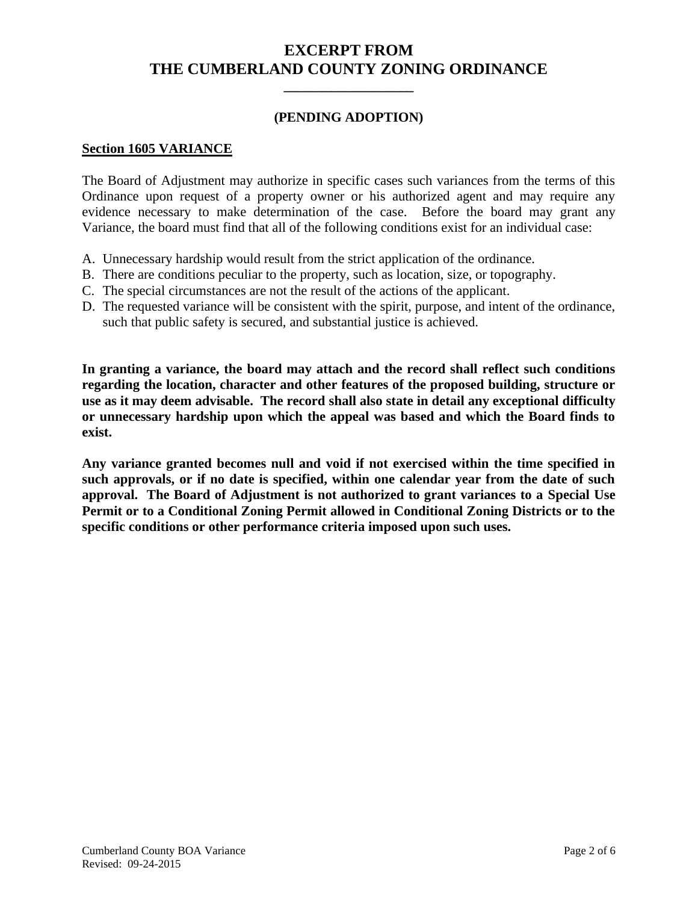# EXCERPT FROM
# THE CUMBERLAND COUNTY ZONING ORDINANCE

**(PENDING ADOPTION)**

**Section 1605 VARIANCE**

The Board of Adjustment may authorize in specific cases such variances from the terms of this Ordinance upon request of a property owner or his authorized agent and may require any evidence necessary to make determination of the case. Before the board may grant any Variance, the board must find that all of the following conditions exist for an individual case:

A. Unnecessary hardship would result from the strict application of the ordinance.
B. There are conditions peculiar to the property, such as location, size, or topography.
C. The special circumstances are not the result of the actions of the applicant.
D. The requested variance will be consistent with the spirit, purpose, and intent of the ordinance, such that public safety is secured, and substantial justice is achieved.

**In granting a variance, the board may attach and the record shall reflect such conditions regarding the location, character and other features of the proposed building, structure or use as it may deem advisable. The record shall also state in detail any exceptional difficulty or unnecessary hardship upon which the appeal was based and which the Board finds to exist.**

**Any variance granted becomes null and void if not exercised within the time specified in such approvals, or if no date is specified, within one calendar year from the date of such approval. The Board of Adjustment is not authorized to grant variances to a Special Use Permit or to a Conditional Zoning Permit allowed in Conditional Zoning Districts or to the specific conditions or other performance criteria imposed upon such uses.**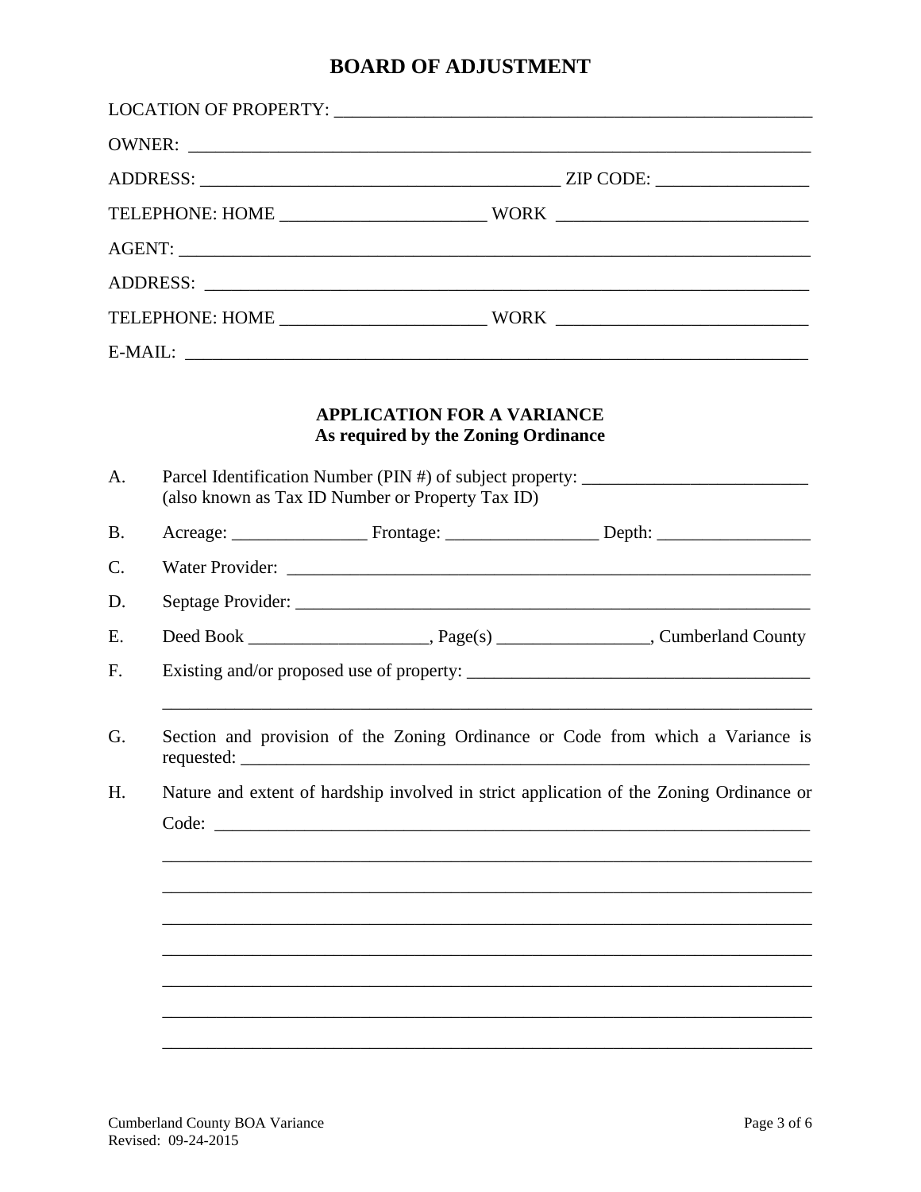# BOARD OF ADJUSTMENT

LOCATION OF PROPERTY: ______________________________________________________

OWNER: ________________________________________________________________________

ADDRESS: _________________________________________ ZIP CODE: _________________

TELEPHONE: HOME _______________________ WORK ____________________________

AGENT: ________________________________________________________________________

ADDRESS: ______________________________________________________________________

TELEPHONE: HOME _______________________ WORK ____________________________

E-MAIL: _______________________________________________________________________

**APPLICATION FOR A VARIANCE**
**As required by the Zoning Ordinance**

A. Parcel Identification Number (PIN #) of subject property: _________________________
(also known as Tax ID Number or Property Tax ID)

B. Acreage: _______________ Frontage: _________________ Depth: _________________

C. Water Provider: _____________________________________________________________

D. Septage Provider: ___________________________________________________________

E. Deed Book ____________________, Page(s) _________________, Cumberland County

F. Existing and/or proposed use of property: ______________________________________

_________________________________________________________________________

G. Section and provision of the Zoning Ordinance or Code from which a Variance is requested: _________________________________________________________________

H. Nature and extent of hardship involved in strict application of the Zoning Ordinance or Code: _____________________________________________________________________

_________________________________________________________________________

_________________________________________________________________________

_________________________________________________________________________

_________________________________________________________________________

_________________________________________________________________________

_________________________________________________________________________

_________________________________________________________________________

Cumberland County BOA Variance
Revised: 09-24-2015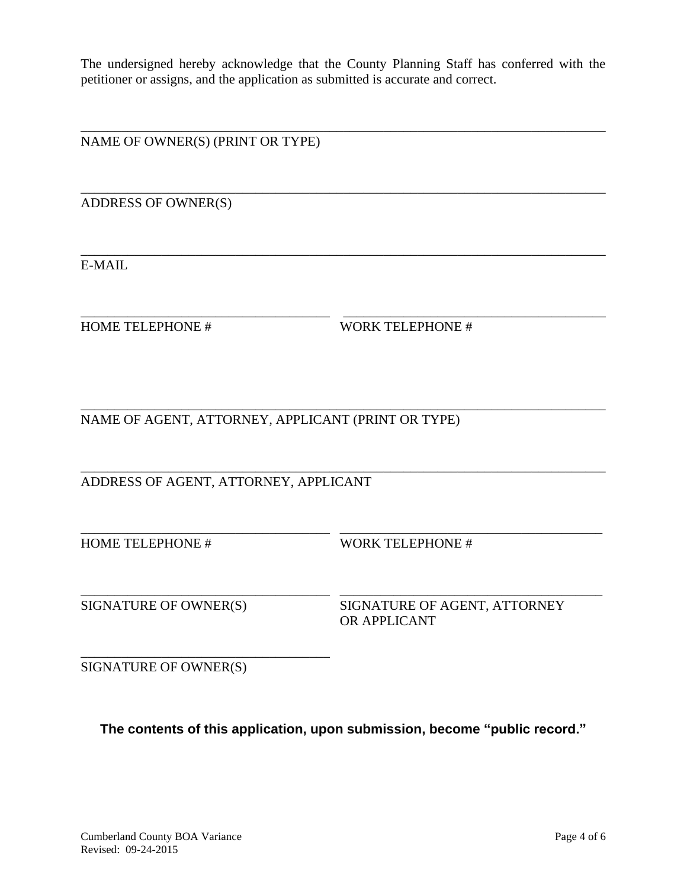The undersigned hereby acknowledge that the County Planning Staff has conferred with the petitioner or assigns, and the application as submitted is accurate and correct.

______________________________________________________________________________
NAME OF OWNER(S) (PRINT OR TYPE)

______________________________________________________________________________
ADDRESS OF OWNER(S)

______________________________________________________________________________
E-MAIL

____________________________________ ____________________________________
HOME TELEPHONE # WORK TELEPHONE #

______________________________________________________________________________
NAME OF AGENT, ATTORNEY, APPLICANT (PRINT OR TYPE)

______________________________________________________________________________
ADDRESS OF AGENT, ATTORNEY, APPLICANT

____________________________________ ____________________________________
HOME TELEPHONE # WORK TELEPHONE #

____________________________________ ____________________________________
SIGNATURE OF OWNER(S) SIGNATURE OF AGENT, ATTORNEY OR APPLICANT

____________________________________
SIGNATURE OF OWNER(S)

**The contents of this application, upon submission, become "public record."**

Cumberland County BOA Variance
Revised: 09-24-2015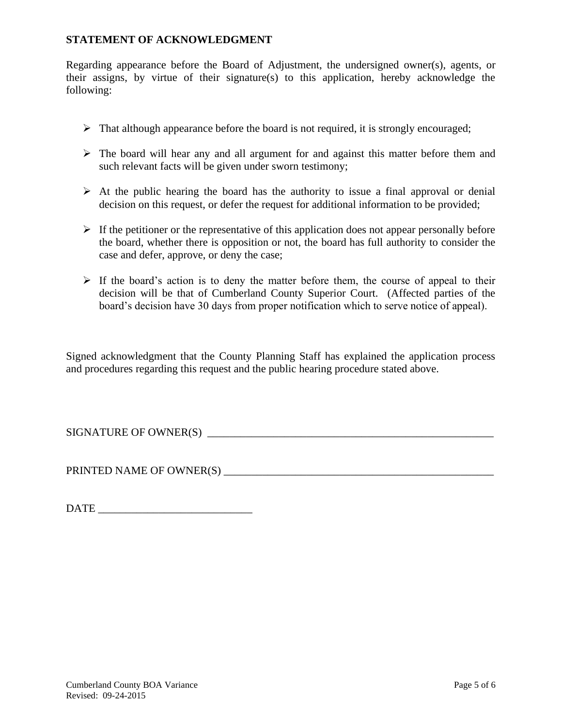**STATEMENT OF ACKNOWLEDGMENT**

Regarding appearance before the Board of Adjustment, the undersigned owner(s), agents, or their assigns, by virtue of their signature(s) to this application, hereby acknowledge the following:

- That although appearance before the board is not required, it is strongly encouraged;
- The board will hear any and all argument for and against this matter before them and such relevant facts will be given under sworn testimony;
- At the public hearing the board has the authority to issue a final approval or denial decision on this request, or defer the request for additional information to be provided;
- If the petitioner or the representative of this application does not appear personally before the board, whether there is opposition or not, the board has full authority to consider the case and defer, approve, or deny the case;
- If the board's action is to deny the matter before them, the course of appeal to their decision will be that of Cumberland County Superior Court. (Affected parties of the board's decision have 30 days from proper notification which to serve notice of appeal).

Signed acknowledgment that the County Planning Staff has explained the application process and procedures regarding this request and the public hearing procedure stated above.

SIGNATURE OF OWNER(S) \_\_\_\_\_\_\_\_\_\_\_\_\_\_\_\_\_\_\_\_\_\_\_\_\_\_\_\_\_\_\_\_\_\_\_\_\_\_\_\_\_\_\_\_\_\_\_\_\_\_\_\_

PRINTED NAME OF OWNER(S) \_\_\_\_\_\_\_\_\_\_\_\_\_\_\_\_\_\_\_\_\_\_\_\_\_\_\_\_\_\_\_\_\_\_\_\_\_\_\_\_\_\_\_\_\_\_\_\_\_\_

DATE \_\_\_\_\_\_\_\_\_\_\_\_\_\_\_\_\_\_\_\_\_\_\_\_\_\_\_\_

Cumberland County BOA Variance
Revised: 09-24-2015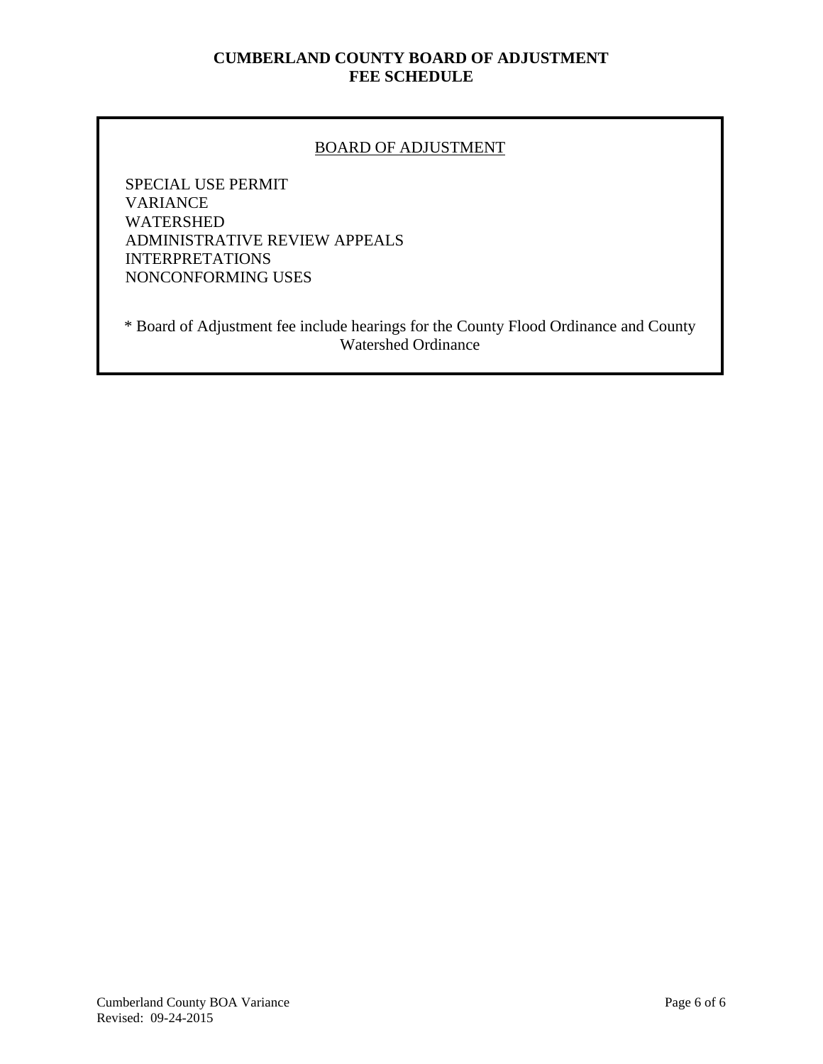# CUMBERLAND COUNTY BOARD OF ADJUSTMENT
# FEE SCHEDULE

## BOARD OF ADJUSTMENT

SPECIAL USE PERMIT
VARIANCE
WATERSHED
ADMINISTRATIVE REVIEW APPEALS
INTERPRETATIONS
NONCONFORMING USES

* Board of Adjustment fee include hearings for the County Flood Ordinance and County Watershed Ordinance